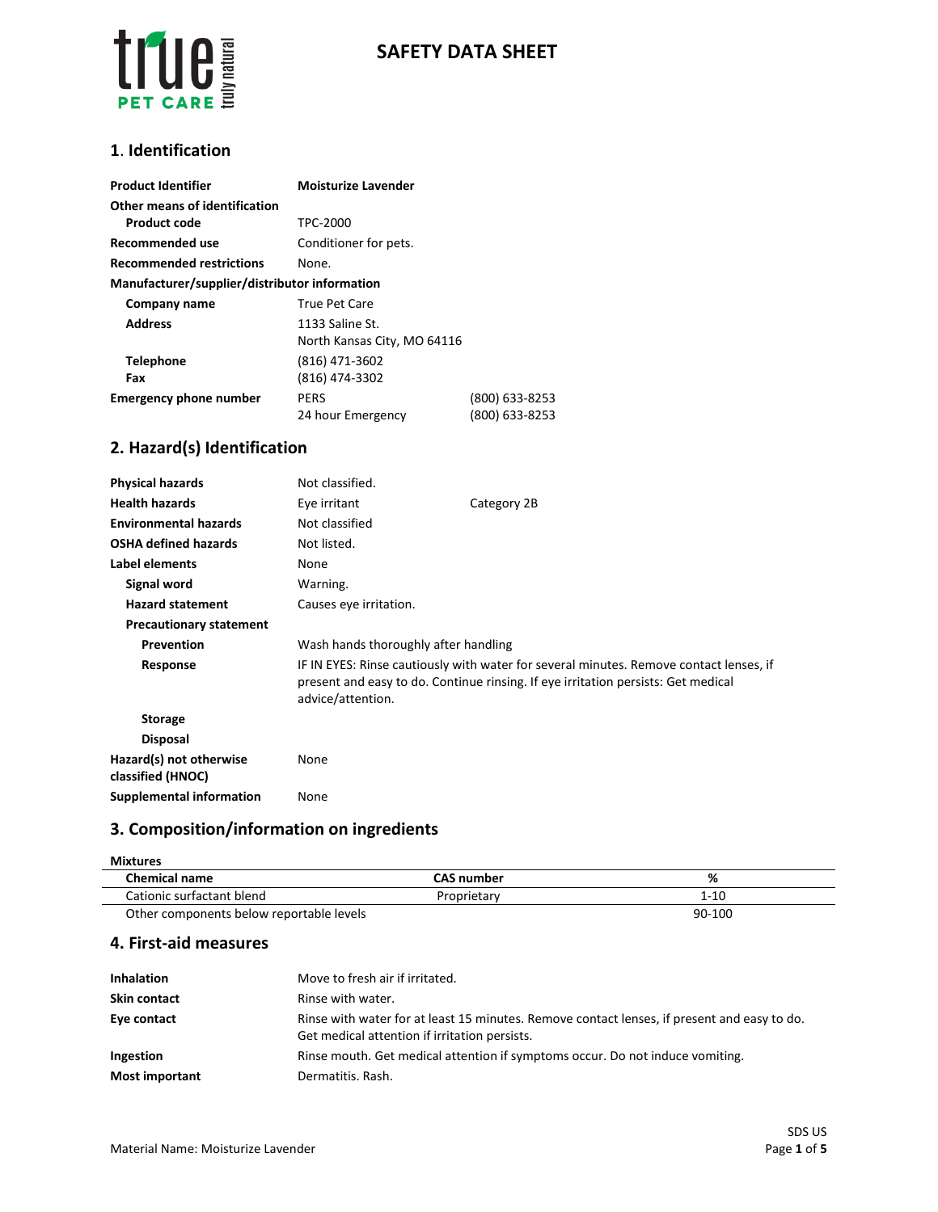# SAFETY DATA SHEET

## 1. Identification

| | | |
|---|---|---|
| **Product Identifier** | **Moisturize Lavender** | |
| **Other means of identification** | | |
| **Product code** | TPC-2000 | |
| **Recommended use** | Conditioner for pets. | |
| **Recommended restrictions** | None. | |
| **Manufacturer/supplier/distributor information** | | |
| **Company name** | True Pet Care | |
| **Address** | 1133 Saline St.<br>North Kansas City, MO 64116 | |
| **Telephone** | (816) 471-3602 | |
| **Fax** | (816) 474-3302 | |
| **Emergency phone number** | PERS<br>24 hour Emergency | (800) 633-8253<br>(800) 633-8253 |

## 2. Hazard(s) Identification

| | | |
|---|---|---|
| **Physical hazards** | Not classified. | |
| **Health hazards** | Eye irritant | Category 2B |
| **Environmental hazards** | Not classified | |
| **OSHA defined hazards** | Not listed. | |
| **Label elements** | None | |
| **Signal word** | Warning. | |
| **Hazard statement** | Causes eye irritation. | |
| **Precautionary statement** | | |
| **Prevention** | Wash hands thoroughly after handling | |
| **Response** | IF IN EYES: Rinse cautiously with water for several minutes. Remove contact lenses, if present and easy to do. Continue rinsing. If eye irritation persists: Get medical advice/attention. | |
| **Storage** | | |
| **Disposal** | | |
| **Hazard(s) not otherwise classified (HNOC)** | None | |
| **Supplemental information** | None | |

## 3. Composition/information on ingredients

**Mixtures**

| Chemical name | CAS number | % |
|---|---|---|
| Cationic surfactant blend | Proprietary | 1-10 |
| Other components below reportable levels | | 90-100 |

## 4. First-aid measures

| | |
|---|---|
| **Inhalation** | Move to fresh air if irritated. |
| **Skin contact** | Rinse with water. |
| **Eye contact** | Rinse with water for at least 15 minutes. Remove contact lenses, if present and easy to do. Get medical attention if irritation persists. |
| **Ingestion** | Rinse mouth. Get medical attention if symptoms occur. Do not induce vomiting. |
| **Most important** | Dermatitis. Rash. |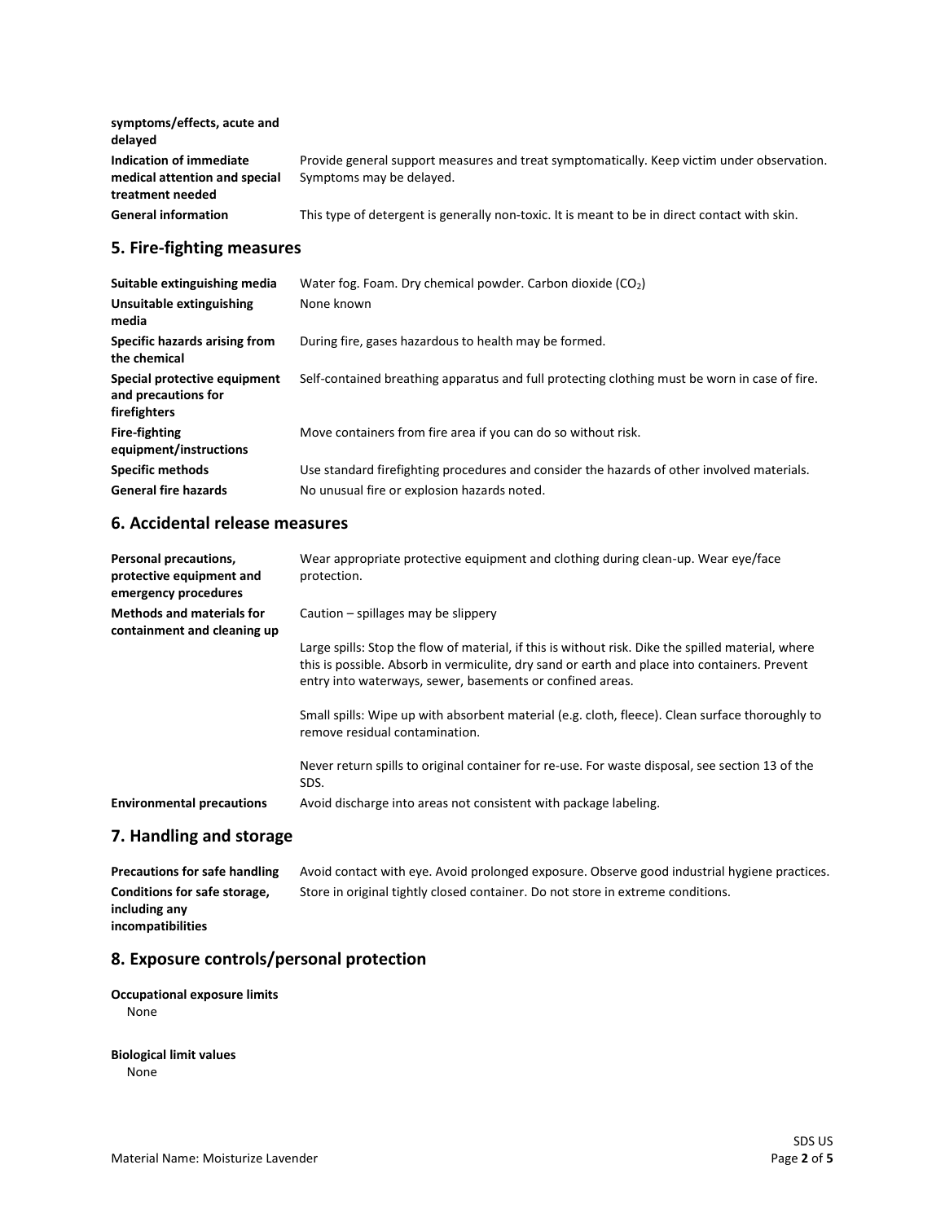| | |
|---|---|
| **symptoms/effects, acute and delayed** | |
| **Indication of immediate medical attention and special treatment needed** | Provide general support measures and treat symptomatically. Keep victim under observation. Symptoms may be delayed. |
| **General information** | This type of detergent is generally non-toxic. It is meant to be in direct contact with skin. |

## 5. Fire-fighting measures

| | |
|---|---|
| **Suitable extinguishing media** | Water fog. Foam. Dry chemical powder. Carbon dioxide ($CO_2$) |
| **Unsuitable extinguishing media** | None known |
| **Specific hazards arising from the chemical** | During fire, gases hazardous to health may be formed. |
| **Special protective equipment and precautions for firefighters** | Self-contained breathing apparatus and full protecting clothing must be worn in case of fire. |
| **Fire-fighting equipment/instructions** | Move containers from fire area if you can do so without risk. |
| **Specific methods** | Use standard firefighting procedures and consider the hazards of other involved materials. |
| **General fire hazards** | No unusual fire or explosion hazards noted. |

## 6. Accidental release measures

| | |
|---|---|
| **Personal precautions, protective equipment and emergency procedures** | Wear appropriate protective equipment and clothing during clean-up. Wear eye/face protection. |
| **Methods and materials for containment and cleaning up** | Caution – spillages may be slippery<br><br>Large spills: Stop the flow of material, if this is without risk. Dike the spilled material, where this is possible. Absorb in vermiculite, dry sand or earth and place into containers. Prevent entry into waterways, sewer, basements or confined areas.<br><br>Small spills: Wipe up with absorbent material (e.g. cloth, fleece). Clean surface thoroughly to remove residual contamination.<br><br>Never return spills to original container for re-use. For waste disposal, see section 13 of the SDS. |
| **Environmental precautions** | Avoid discharge into areas not consistent with package labeling. |

## 7. Handling and storage

| | |
|---|---|
| **Precautions for safe handling** | Avoid contact with eye. Avoid prolonged exposure. Observe good industrial hygiene practices. |
| **Conditions for safe storage, including any incompatibilities** | Store in original tightly closed container. Do not store in extreme conditions. |

## 8. Exposure controls/personal protection

**Occupational exposure limits**

None

**Biological limit values**

None

Material Name: Moisturize Lavender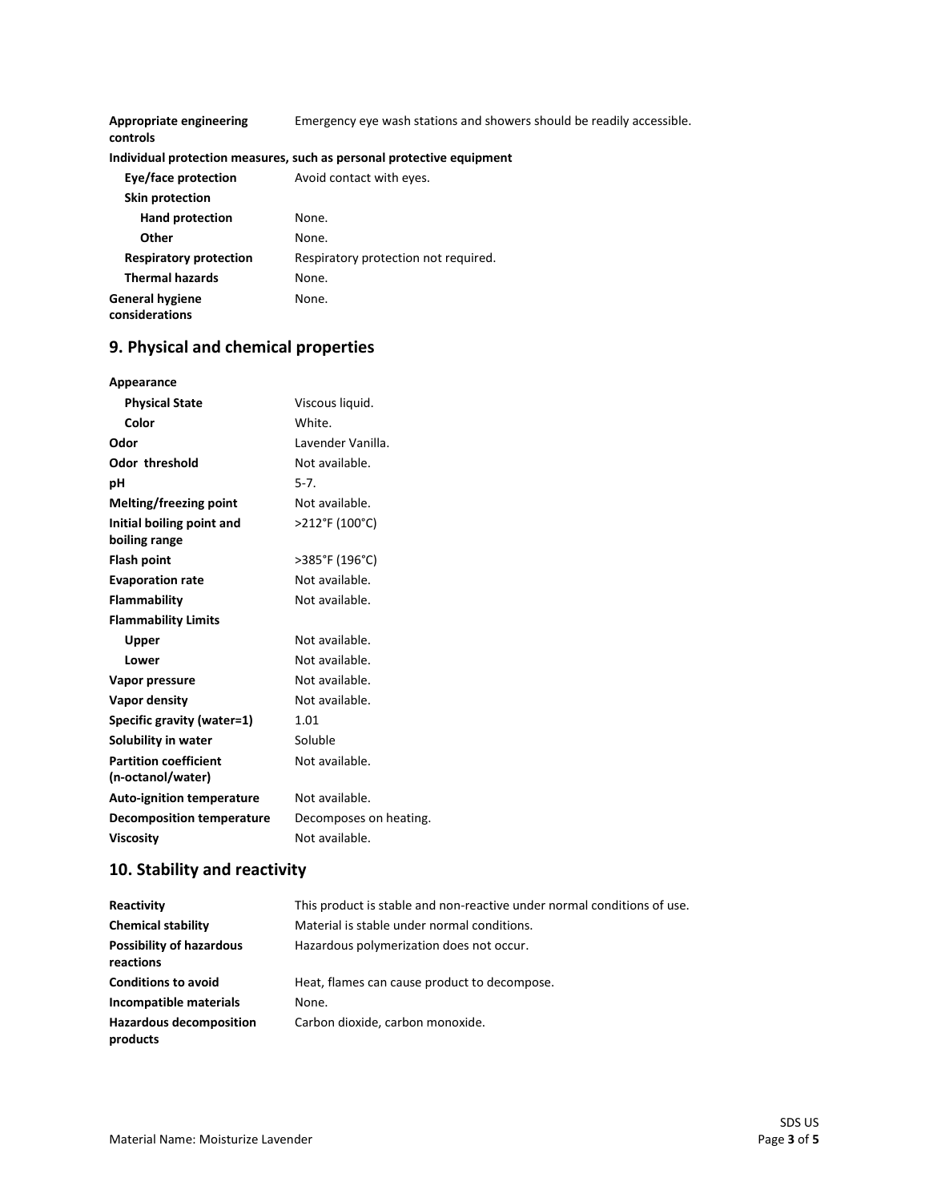| | |
|---|---|
| **Appropriate engineering controls** | Emergency eye wash stations and showers should be readily accessible. |

**Individual protection measures, such as personal protective equipment**

| | |
|---|---|
| **Eye/face protection** | Avoid contact with eyes. |
| **Skin protection** | |
| **Hand protection** | None. |
| **Other** | None. |
| **Respiratory protection** | Respiratory protection not required. |
| **Thermal hazards** | None. |
| **General hygiene considerations** | None. |

## 9. Physical and chemical properties

| | |
|---|---|
| **Appearance** | |
| **Physical State** | Viscous liquid. |
| **Color** | White. |
| **Odor** | Lavender Vanilla. |
| **Odor threshold** | Not available. |
| **pH** | 5-7. |
| **Melting/freezing point** | Not available. |
| **Initial boiling point and boiling range** | >212°F (100°C) |
| **Flash point** | >385°F (196°C) |
| **Evaporation rate** | Not available. |
| **Flammability** | Not available. |
| **Flammability Limits** | |
| **Upper** | Not available. |
| **Lower** | Not available. |
| **Vapor pressure** | Not available. |
| **Vapor density** | Not available. |
| **Specific gravity (water=1)** | 1.01 |
| **Solubility in water** | Soluble |
| **Partition coefficient (n-octanol/water)** | Not available. |
| **Auto-ignition temperature** | Not available. |
| **Decomposition temperature** | Decomposes on heating. |
| **Viscosity** | Not available. |

## 10. Stability and reactivity

| | |
|---|---|
| **Reactivity** | This product is stable and non-reactive under normal conditions of use. |
| **Chemical stability** | Material is stable under normal conditions. |
| **Possibility of hazardous reactions** | Hazardous polymerization does not occur. |
| **Conditions to avoid** | Heat, flames can cause product to decompose. |
| **Incompatible materials** | None. |
| **Hazardous decomposition products** | Carbon dioxide, carbon monoxide. |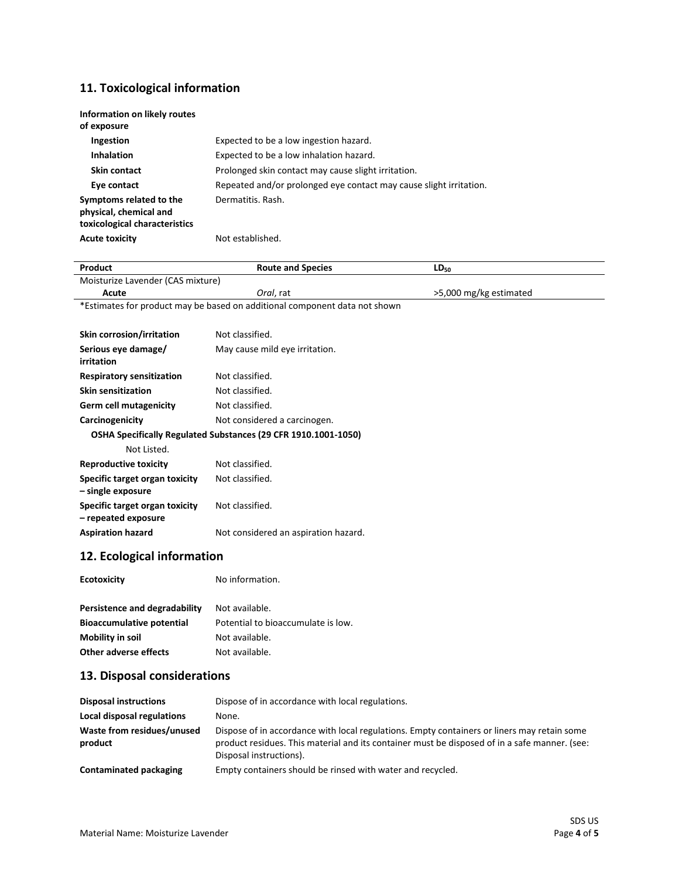## 11. Toxicological information

**Information on likely routes of exposure**

| | |
|---|---|
| **Ingestion** | Expected to be a low ingestion hazard. |
| **Inhalation** | Expected to be a low inhalation hazard. |
| **Skin contact** | Prolonged skin contact may cause slight irritation. |
| **Eye contact** | Repeated and/or prolonged eye contact may cause slight irritation. |
| **Symptoms related to the physical, chemical and toxicological characteristics** | Dermatitis. Rash. |
| **Acute toxicity** | Not established. |

| Product | Route and Species | $LD_{50}$ |
|---|---|---|
| Moisturize Lavender (CAS mixture) | | |
| **Acute** | *Oral*, rat | >5,000 mg/kg estimated |

*Estimates for product may be based on additional component data not shown

| | |
|---|---|
| **Skin corrosion/irritation** | Not classified. |
| **Serious eye damage/ irritation** | May cause mild eye irritation. |
| **Respiratory sensitization** | Not classified. |
| **Skin sensitization** | Not classified. |
| **Germ cell mutagenicity** | Not classified. |
| **Carcinogenicity** | Not considered a carcinogen. |

**OSHA Specifically Regulated Substances (29 CFR 1910.1001-1050)**

Not Listed.

| | |
|---|---|
| **Reproductive toxicity** | Not classified. |
| **Specific target organ toxicity – single exposure** | Not classified. |
| **Specific target organ toxicity – repeated exposure** | Not classified. |
| **Aspiration hazard** | Not considered an aspiration hazard. |

## 12. Ecological information

| | |
|---|---|
| **Ecotoxicity** | No information. |
| **Persistence and degradability** | Not available. |
| **Bioaccumulative potential** | Potential to bioaccumulate is low. |
| **Mobility in soil** | Not available. |
| **Other adverse effects** | Not available. |

## 13. Disposal considerations

| | |
|---|---|
| **Disposal instructions** | Dispose of in accordance with local regulations. |
| **Local disposal regulations** | None. |
| **Waste from residues/unused product** | Dispose of in accordance with local regulations. Empty containers or liners may retain some product residues. This material and its container must be disposed of in a safe manner. (see: Disposal instructions). |
| **Contaminated packaging** | Empty containers should be rinsed with water and recycled. |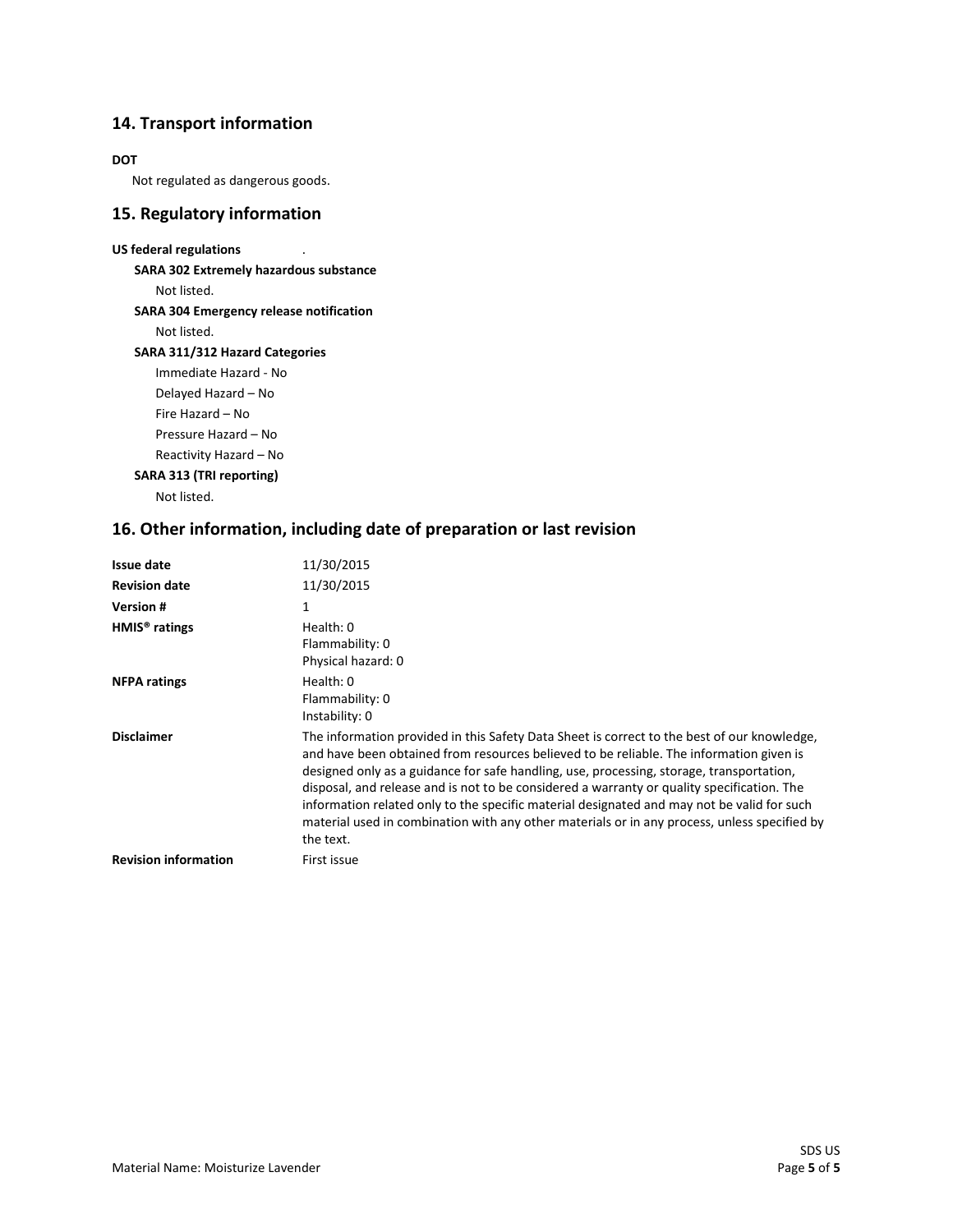## 14. Transport information

**DOT**

Not regulated as dangerous goods.

## 15. Regulatory information

**US federal regulations** .

**SARA 302 Extremely hazardous substance**

Not listed.

**SARA 304 Emergency release notification**

Not listed.

**SARA 311/312 Hazard Categories**

Immediate Hazard - No

Delayed Hazard – No

Fire Hazard – No

Pressure Hazard – No

Reactivity Hazard – No

**SARA 313 (TRI reporting)**

Not listed.

## 16. Other information, including date of preparation or last revision

| | |
|---|---|
| **Issue date** | 11/30/2015 |
| **Revision date** | 11/30/2015 |
| **Version #** | 1 |
| **HMIS® ratings** | Health: 0<br>Flammability: 0<br>Physical hazard: 0 |
| **NFPA ratings** | Health: 0<br>Flammability: 0<br>Instability: 0 |
| **Disclaimer** | The information provided in this Safety Data Sheet is correct to the best of our knowledge, and have been obtained from resources believed to be reliable. The information given is designed only as a guidance for safe handling, use, processing, storage, transportation, disposal, and release and is not to be considered a warranty or quality specification. The information related only to the specific material designated and may not be valid for such material used in combination with any other materials or in any process, unless specified by the text. |
| **Revision information** | First issue |

Material Name: Moisturize Lavender